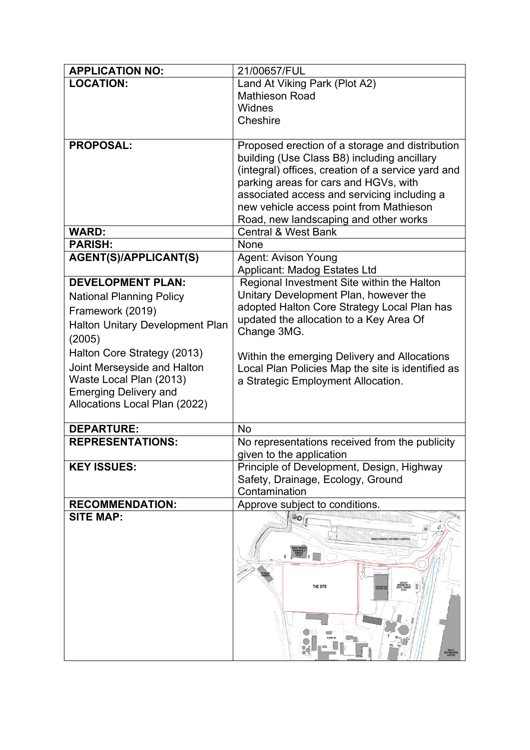| APPLICATION NO: | 21/00657/FUL |
|---|---|
| **LOCATION:** | Land At Viking Park (Plot A2)<br>Mathieson Road<br>Widnes<br>Cheshire |
| **PROPOSAL:** | Proposed erection of a storage and distribution building (Use Class B8) including ancillary (integral) offices, creation of a service yard and parking areas for cars and HGVs, with associated access and servicing including a new vehicle access point from Mathieson Road, new landscaping and other works |
| **WARD:** | Central & West Bank |
| **PARISH:** | None |
| **AGENT(S)/APPLICANT(S)** | Agent: Avison Young<br>Applicant: Madog Estates Ltd |
| **DEVELOPMENT PLAN:**<br>National Planning Policy Framework (2019)<br>Halton Unitary Development Plan (2005)<br>Halton Core Strategy (2013)<br>Joint Merseyside and Halton Waste Local Plan (2013)<br>Emerging Delivery and Allocations Local Plan (2022) | Regional Investment Site within the Halton Unitary Development Plan, however the adopted Halton Core Strategy Local Plan has updated the allocation to a Key Area Of Change 3MG.<br><br>Within the emerging Delivery and Allocations Local Plan Policies Map the site is identified as a Strategic Employment Allocation. |
| **DEPARTURE:** | No |
| **REPRESENTATIONS:** | No representations received from the publicity given to the application |
| **KEY ISSUES:** | Principle of Development, Design, Highway Safety, Drainage, Ecology, Ground Contamination |
| **RECOMMENDATION:** | Approve subject to conditions. |
| **SITE MAP:** | |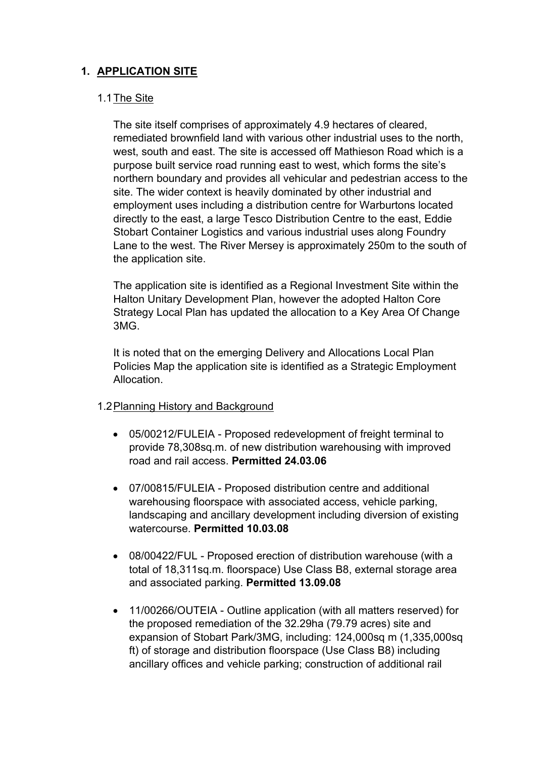# 1. APPLICATION SITE

## 1.1 The Site

The site itself comprises of approximately 4.9 hectares of cleared, remediated brownfield land with various other industrial uses to the north, west, south and east. The site is accessed off Mathieson Road which is a purpose built service road running east to west, which forms the site's northern boundary and provides all vehicular and pedestrian access to the site. The wider context is heavily dominated by other industrial and employment uses including a distribution centre for Warburtons located directly to the east, a large Tesco Distribution Centre to the east, Eddie Stobart Container Logistics and various industrial uses along Foundry Lane to the west. The River Mersey is approximately 250m to the south of the application site.

The application site is identified as a Regional Investment Site within the Halton Unitary Development Plan, however the adopted Halton Core Strategy Local Plan has updated the allocation to a Key Area Of Change 3MG.

It is noted that on the emerging Delivery and Allocations Local Plan Policies Map the application site is identified as a Strategic Employment Allocation.

## 1.2 Planning History and Background

- 05/00212/FULEIA - Proposed redevelopment of freight terminal to provide 78,308sq.m. of new distribution warehousing with improved road and rail access. **Permitted 24.03.06**
- 07/00815/FULEIA - Proposed distribution centre and additional warehousing floorspace with associated access, vehicle parking, landscaping and ancillary development including diversion of existing watercourse. **Permitted 10.03.08**
- 08/00422/FUL - Proposed erection of distribution warehouse (with a total of 18,311sq.m. floorspace) Use Class B8, external storage area and associated parking. **Permitted 13.09.08**
- 11/00266/OUTEIA - Outline application (with all matters reserved) for the proposed remediation of the 32.29ha (79.79 acres) site and expansion of Stobart Park/3MG, including: 124,000sq m (1,335,000sq ft) of storage and distribution floorspace (Use Class B8) including ancillary offices and vehicle parking; construction of additional rail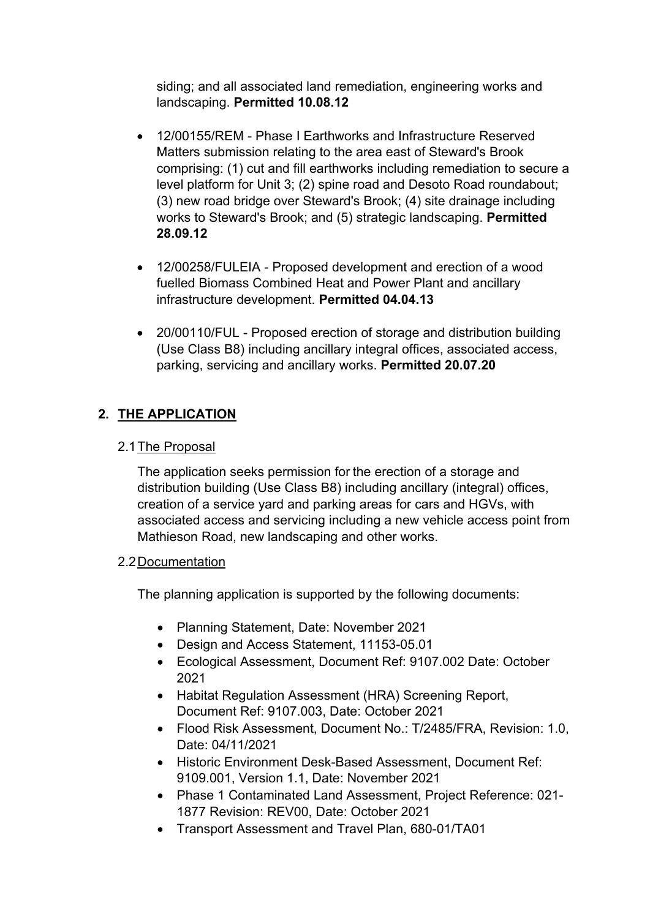siding; and all associated land remediation, engineering works and landscaping. **Permitted 10.08.12**

- 12/00155/REM - Phase I Earthworks and Infrastructure Reserved Matters submission relating to the area east of Steward's Brook comprising: (1) cut and fill earthworks including remediation to secure a level platform for Unit 3; (2) spine road and Desoto Road roundabout; (3) new road bridge over Steward's Brook; (4) site drainage including works to Steward's Brook; and (5) strategic landscaping. **Permitted 28.09.12**

- 12/00258/FULEIA - Proposed development and erection of a wood fuelled Biomass Combined Heat and Power Plant and ancillary infrastructure development. **Permitted 04.04.13**

- 20/00110/FUL - Proposed erection of storage and distribution building (Use Class B8) including ancillary integral offices, associated access, parking, servicing and ancillary works. **Permitted 20.07.20**

## 2. THE APPLICATION

### 2.1 The Proposal

The application seeks permission for the erection of a storage and distribution building (Use Class B8) including ancillary (integral) offices, creation of a service yard and parking areas for cars and HGVs, with associated access and servicing including a new vehicle access point from Mathieson Road, new landscaping and other works.

### 2.2 Documentation

The planning application is supported by the following documents:

- Planning Statement, Date: November 2021
- Design and Access Statement, 11153-05.01
- Ecological Assessment, Document Ref: 9107.002 Date: October 2021
- Habitat Regulation Assessment (HRA) Screening Report, Document Ref: 9107.003, Date: October 2021
- Flood Risk Assessment, Document No.: T/2485/FRA, Revision: 1.0, Date: 04/11/2021
- Historic Environment Desk-Based Assessment, Document Ref: 9109.001, Version 1.1, Date: November 2021
- Phase 1 Contaminated Land Assessment, Project Reference: 021-1877 Revision: REV00, Date: October 2021
- Transport Assessment and Travel Plan, 680-01/TA01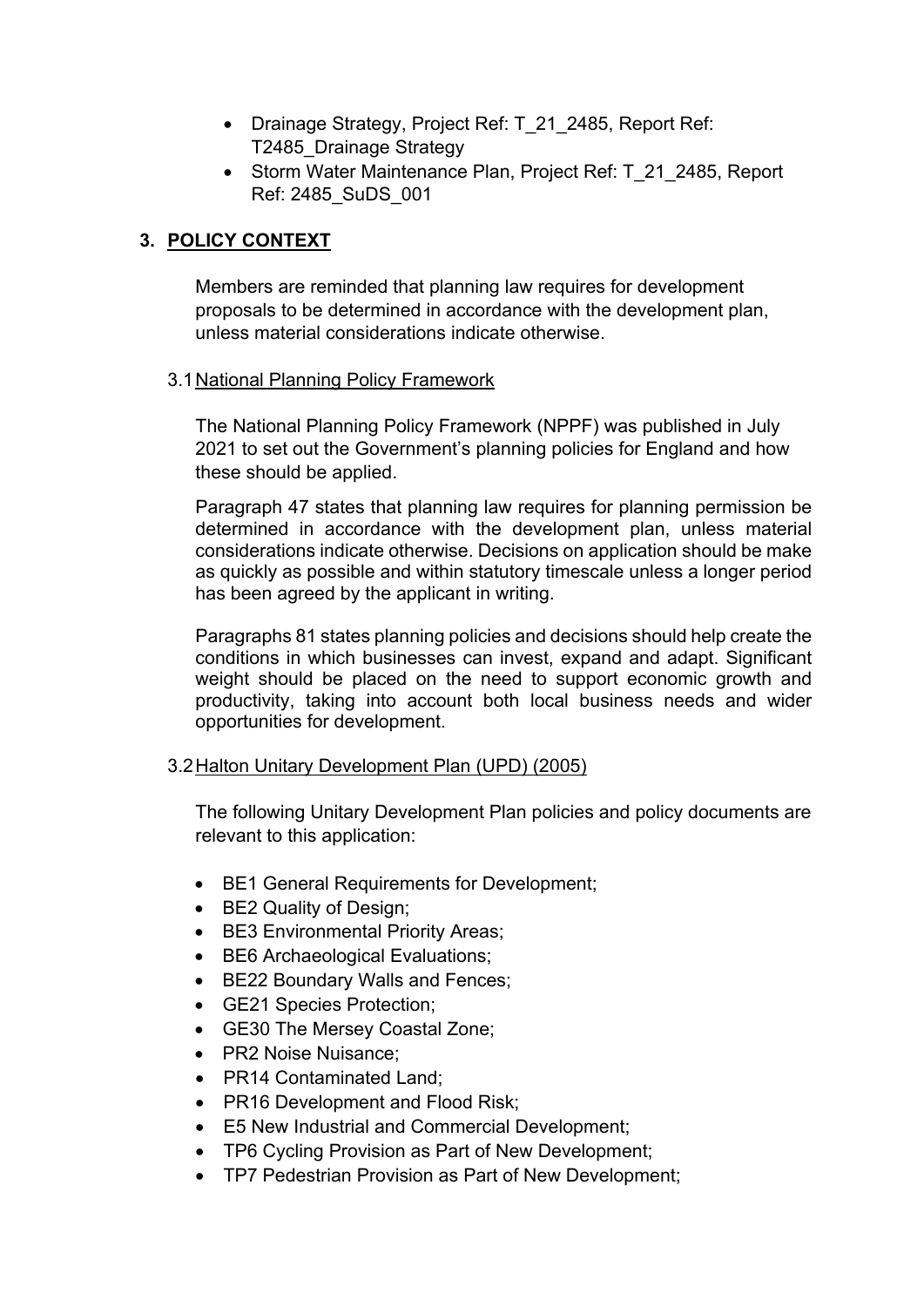- Drainage Strategy, Project Ref: T_21_2485, Report Ref: T2485_Drainage Strategy
- Storm Water Maintenance Plan, Project Ref: T_21_2485, Report Ref: 2485_SuDS_001

## 3. POLICY CONTEXT

Members are reminded that planning law requires for development proposals to be determined in accordance with the development plan, unless material considerations indicate otherwise.

### 3.1 National Planning Policy Framework

The National Planning Policy Framework (NPPF) was published in July 2021 to set out the Government's planning policies for England and how these should be applied.

Paragraph 47 states that planning law requires for planning permission be determined in accordance with the development plan, unless material considerations indicate otherwise. Decisions on application should be make as quickly as possible and within statutory timescale unless a longer period has been agreed by the applicant in writing.

Paragraphs 81 states planning policies and decisions should help create the conditions in which businesses can invest, expand and adapt. Significant weight should be placed on the need to support economic growth and productivity, taking into account both local business needs and wider opportunities for development.

### 3.2 Halton Unitary Development Plan (UPD) (2005)

The following Unitary Development Plan policies and policy documents are relevant to this application:

- BE1 General Requirements for Development;
- BE2 Quality of Design;
- BE3 Environmental Priority Areas;
- BE6 Archaeological Evaluations;
- BE22 Boundary Walls and Fences;
- GE21 Species Protection;
- GE30 The Mersey Coastal Zone;
- PR2 Noise Nuisance;
- PR14 Contaminated Land;
- PR16 Development and Flood Risk;
- E5 New Industrial and Commercial Development;
- TP6 Cycling Provision as Part of New Development;
- TP7 Pedestrian Provision as Part of New Development;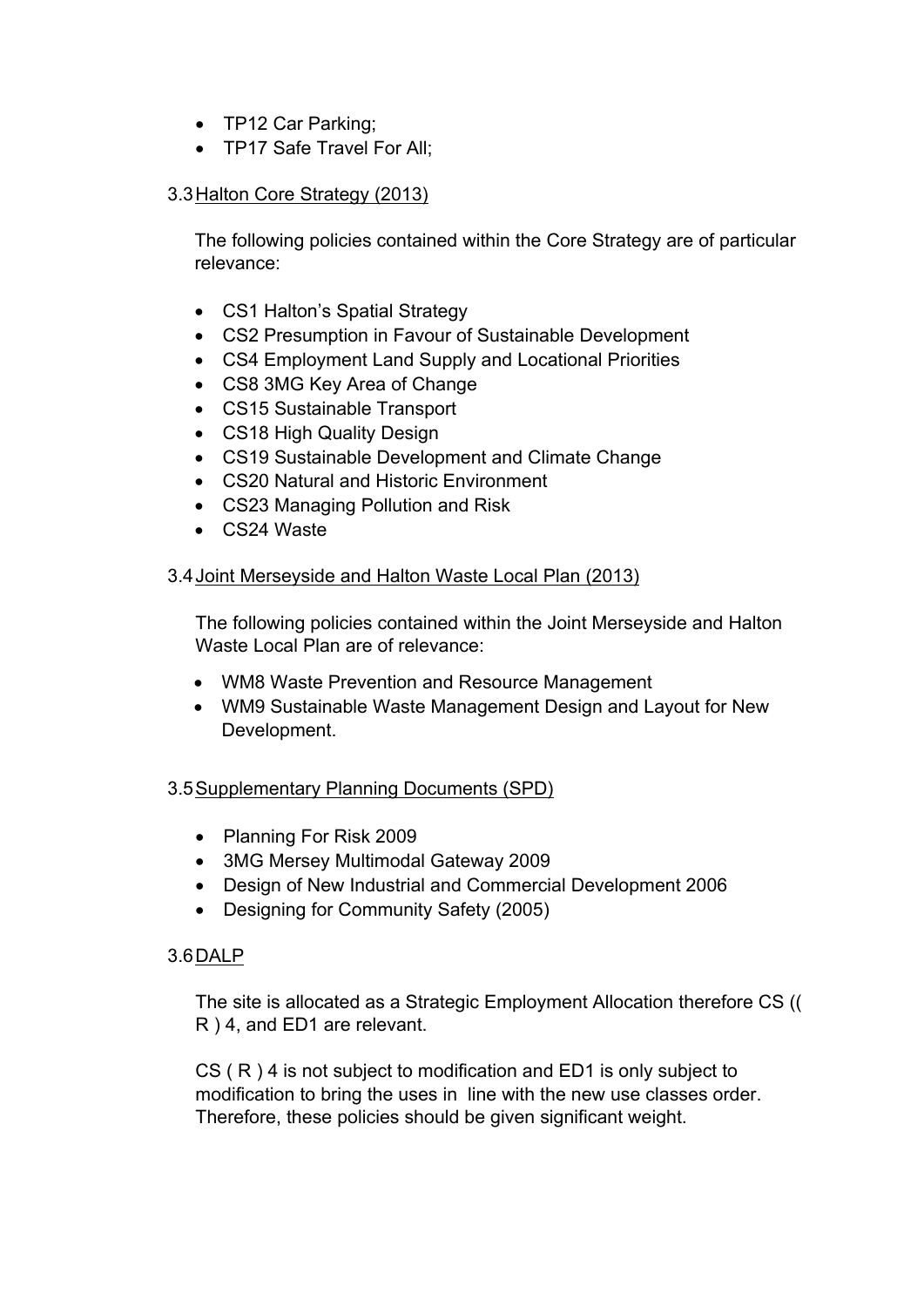- TP12 Car Parking;
- TP17 Safe Travel For All;

3.3 Halton Core Strategy (2013)

The following policies contained within the Core Strategy are of particular relevance:

- CS1 Halton's Spatial Strategy
- CS2 Presumption in Favour of Sustainable Development
- CS4 Employment Land Supply and Locational Priorities
- CS8 3MG Key Area of Change
- CS15 Sustainable Transport
- CS18 High Quality Design
- CS19 Sustainable Development and Climate Change
- CS20 Natural and Historic Environment
- CS23 Managing Pollution and Risk
- CS24 Waste

3.4 Joint Merseyside and Halton Waste Local Plan (2013)

The following policies contained within the Joint Merseyside and Halton Waste Local Plan are of relevance:

- WM8 Waste Prevention and Resource Management
- WM9 Sustainable Waste Management Design and Layout for New Development.

3.5 Supplementary Planning Documents (SPD)

- Planning For Risk 2009
- 3MG Mersey Multimodal Gateway 2009
- Design of New Industrial and Commercial Development 2006
- Designing for Community Safety (2005)

3.6 DALP

The site is allocated as a Strategic Employment Allocation therefore CS (( R ) 4, and ED1 are relevant.

CS ( R ) 4 is not subject to modification and ED1 is only subject to modification to bring the uses in line with the new use classes order. Therefore, these policies should be given significant weight.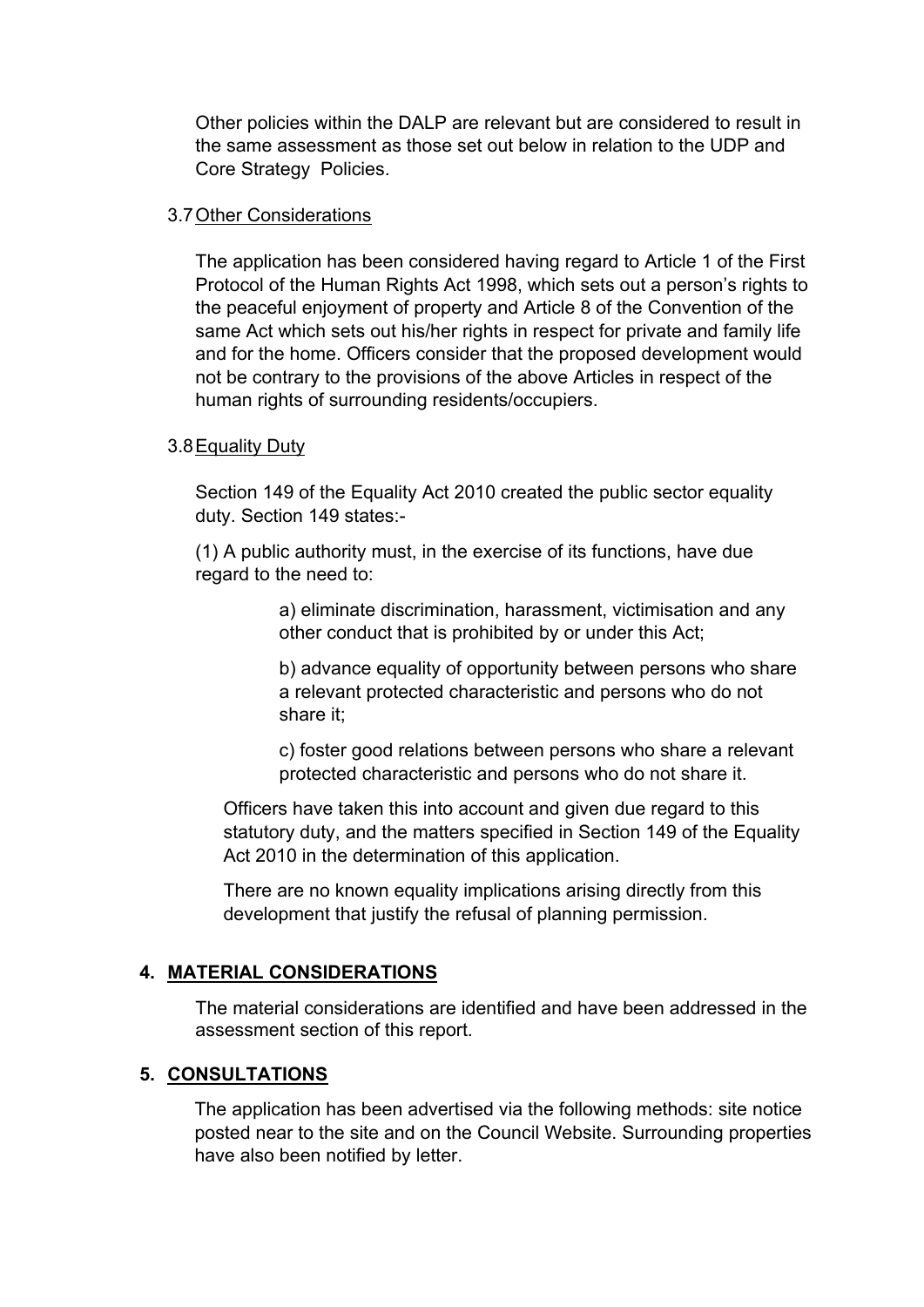Other policies within the DALP are relevant but are considered to result in the same assessment as those set out below in relation to the UDP and Core Strategy Policies.

3.7 Other Considerations

The application has been considered having regard to Article 1 of the First Protocol of the Human Rights Act 1998, which sets out a person's rights to the peaceful enjoyment of property and Article 8 of the Convention of the same Act which sets out his/her rights in respect for private and family life and for the home. Officers consider that the proposed development would not be contrary to the provisions of the above Articles in respect of the human rights of surrounding residents/occupiers.

3.8 Equality Duty

Section 149 of the Equality Act 2010 created the public sector equality duty. Section 149 states:-

(1) A public authority must, in the exercise of its functions, have due regard to the need to:

> a) eliminate discrimination, harassment, victimisation and any other conduct that is prohibited by or under this Act;
>
> b) advance equality of opportunity between persons who share a relevant protected characteristic and persons who do not share it;
>
> c) foster good relations between persons who share a relevant protected characteristic and persons who do not share it.

Officers have taken this into account and given due regard to this statutory duty, and the matters specified in Section 149 of the Equality Act 2010 in the determination of this application.

There are no known equality implications arising directly from this development that justify the refusal of planning permission.

## 4. MATERIAL CONSIDERATIONS

The material considerations are identified and have been addressed in the assessment section of this report.

## 5. CONSULTATIONS

The application has been advertised via the following methods: site notice posted near to the site and on the Council Website. Surrounding properties have also been notified by letter.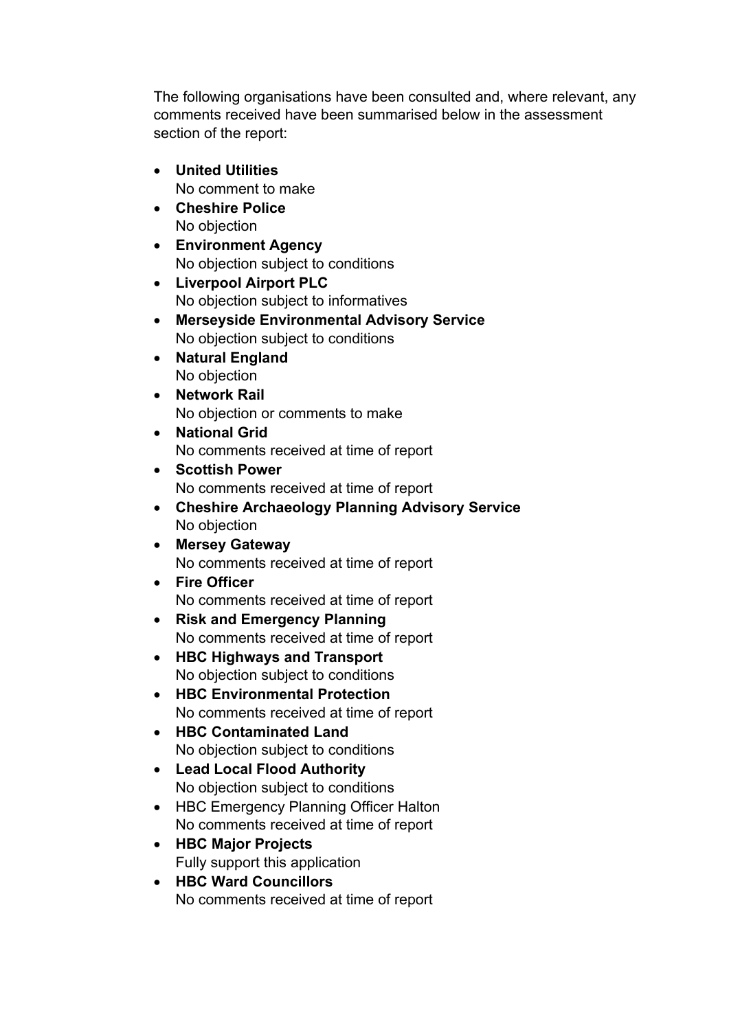The following organisations have been consulted and, where relevant, any comments received have been summarised below in the assessment section of the report:

- **United Utilities**
  No comment to make
- **Cheshire Police**
  No objection
- **Environment Agency**
  No objection subject to conditions
- **Liverpool Airport PLC**
  No objection subject to informatives
- **Merseyside Environmental Advisory Service**
  No objection subject to conditions
- **Natural England**
  No objection
- **Network Rail**
  No objection or comments to make
- **National Grid**
  No comments received at time of report
- **Scottish Power**
  No comments received at time of report
- **Cheshire Archaeology Planning Advisory Service**
  No objection
- **Mersey Gateway**
  No comments received at time of report
- **Fire Officer**
  No comments received at time of report
- **Risk and Emergency Planning**
  No comments received at time of report
- **HBC Highways and Transport**
  No objection subject to conditions
- **HBC Environmental Protection**
  No comments received at time of report
- **HBC Contaminated Land**
  No objection subject to conditions
- **Lead Local Flood Authority**
  No objection subject to conditions
- HBC Emergency Planning Officer Halton
  No comments received at time of report
- **HBC Major Projects**
  Fully support this application
- **HBC Ward Councillors**
  No comments received at time of report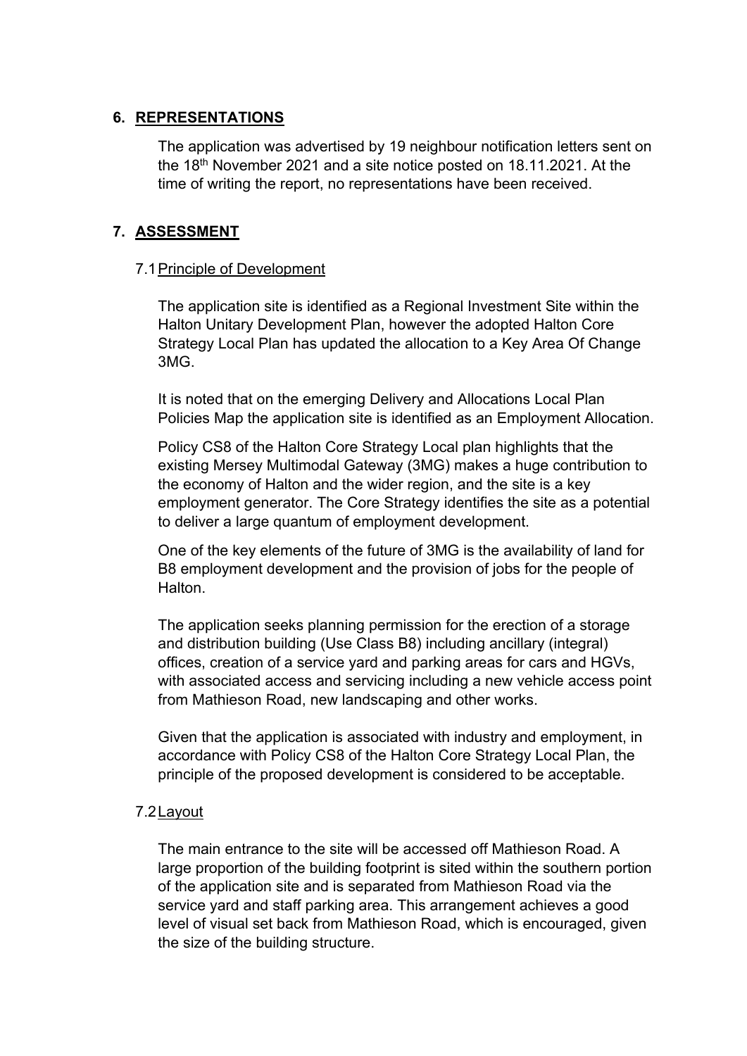## 6. REPRESENTATIONS

The application was advertised by 19 neighbour notification letters sent on the 18th November 2021 and a site notice posted on 18.11.2021. At the time of writing the report, no representations have been received.

## 7. ASSESSMENT

### 7.1 Principle of Development

The application site is identified as a Regional Investment Site within the Halton Unitary Development Plan, however the adopted Halton Core Strategy Local Plan has updated the allocation to a Key Area Of Change 3MG.

It is noted that on the emerging Delivery and Allocations Local Plan Policies Map the application site is identified as an Employment Allocation.

Policy CS8 of the Halton Core Strategy Local plan highlights that the existing Mersey Multimodal Gateway (3MG) makes a huge contribution to the economy of Halton and the wider region, and the site is a key employment generator. The Core Strategy identifies the site as a potential to deliver a large quantum of employment development.

One of the key elements of the future of 3MG is the availability of land for B8 employment development and the provision of jobs for the people of Halton.

The application seeks planning permission for the erection of a storage and distribution building (Use Class B8) including ancillary (integral) offices, creation of a service yard and parking areas for cars and HGVs, with associated access and servicing including a new vehicle access point from Mathieson Road, new landscaping and other works.

Given that the application is associated with industry and employment, in accordance with Policy CS8 of the Halton Core Strategy Local Plan, the principle of the proposed development is considered to be acceptable.

### 7.2 Layout

The main entrance to the site will be accessed off Mathieson Road. A large proportion of the building footprint is sited within the southern portion of the application site and is separated from Mathieson Road via the service yard and staff parking area. This arrangement achieves a good level of visual set back from Mathieson Road, which is encouraged, given the size of the building structure.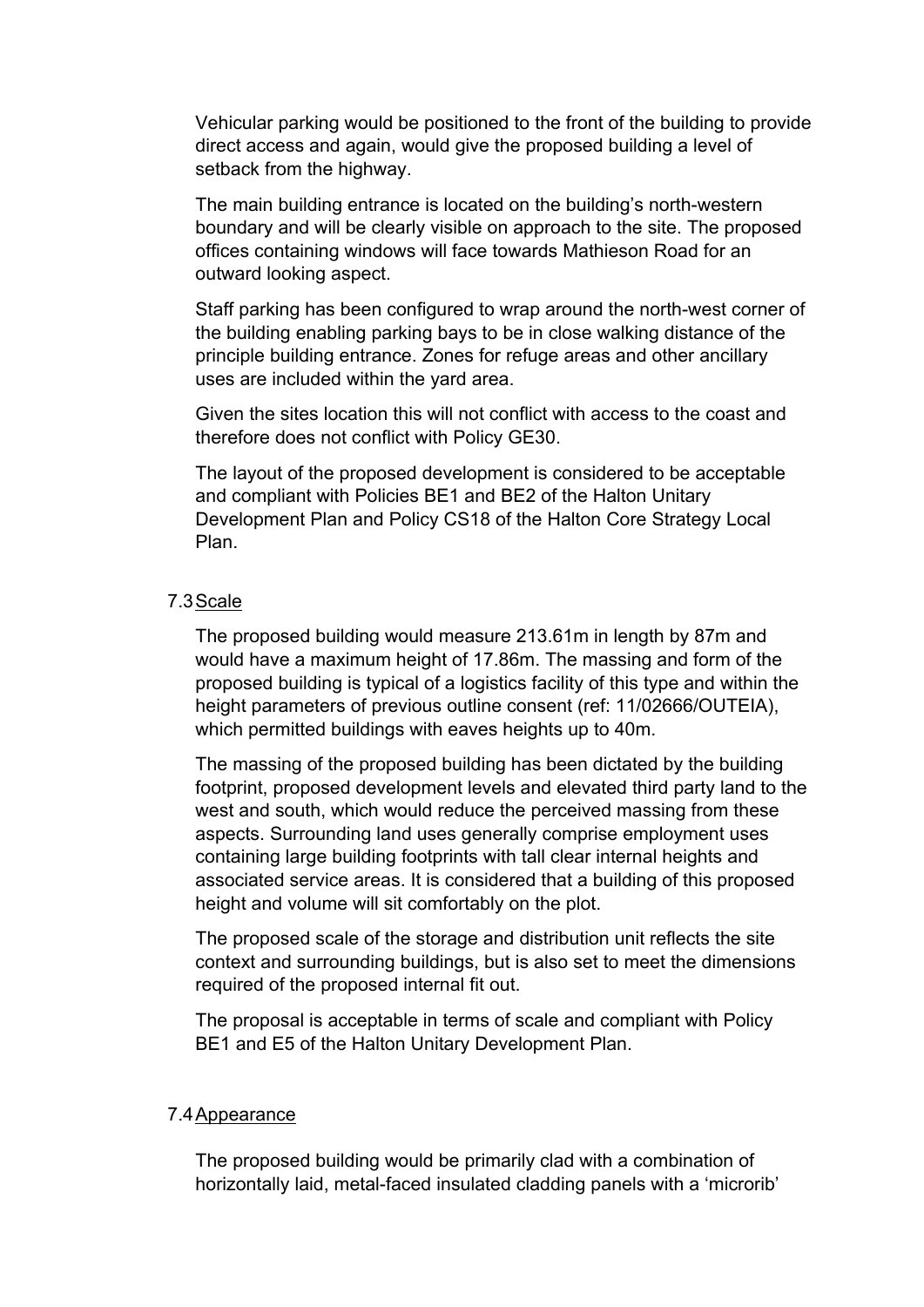Vehicular parking would be positioned to the front of the building to provide direct access and again, would give the proposed building a level of setback from the highway.

The main building entrance is located on the building's north-western boundary and will be clearly visible on approach to the site. The proposed offices containing windows will face towards Mathieson Road for an outward looking aspect.

Staff parking has been configured to wrap around the north-west corner of the building enabling parking bays to be in close walking distance of the principle building entrance. Zones for refuge areas and other ancillary uses are included within the yard area.

Given the sites location this will not conflict with access to the coast and therefore does not conflict with Policy GE30.

The layout of the proposed development is considered to be acceptable and compliant with Policies BE1 and BE2 of the Halton Unitary Development Plan and Policy CS18 of the Halton Core Strategy Local Plan.

## 7.3 Scale

The proposed building would measure 213.61m in length by 87m and would have a maximum height of 17.86m. The massing and form of the proposed building is typical of a logistics facility of this type and within the height parameters of previous outline consent (ref: 11/02666/OUTEIA), which permitted buildings with eaves heights up to 40m.

The massing of the proposed building has been dictated by the building footprint, proposed development levels and elevated third party land to the west and south, which would reduce the perceived massing from these aspects. Surrounding land uses generally comprise employment uses containing large building footprints with tall clear internal heights and associated service areas. It is considered that a building of this proposed height and volume will sit comfortably on the plot.

The proposed scale of the storage and distribution unit reflects the site context and surrounding buildings, but is also set to meet the dimensions required of the proposed internal fit out.

The proposal is acceptable in terms of scale and compliant with Policy BE1 and E5 of the Halton Unitary Development Plan.

## 7.4 Appearance

The proposed building would be primarily clad with a combination of horizontally laid, metal-faced insulated cladding panels with a 'microrib'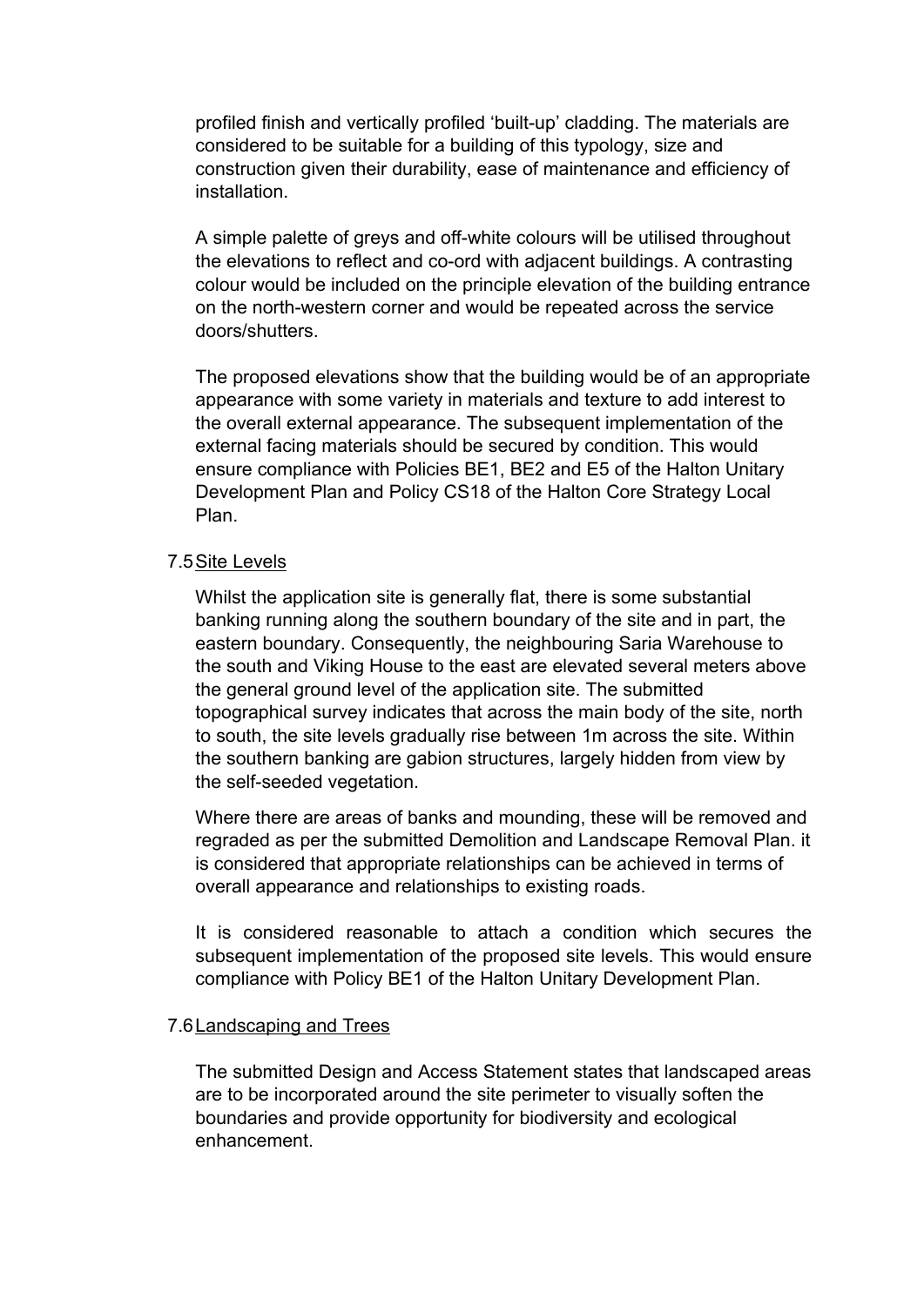profiled finish and vertically profiled 'built-up' cladding. The materials are considered to be suitable for a building of this typology, size and construction given their durability, ease of maintenance and efficiency of installation.

A simple palette of greys and off-white colours will be utilised throughout the elevations to reflect and co-ord with adjacent buildings. A contrasting colour would be included on the principle elevation of the building entrance on the north-western corner and would be repeated across the service doors/shutters.

The proposed elevations show that the building would be of an appropriate appearance with some variety in materials and texture to add interest to the overall external appearance. The subsequent implementation of the external facing materials should be secured by condition. This would ensure compliance with Policies BE1, BE2 and E5 of the Halton Unitary Development Plan and Policy CS18 of the Halton Core Strategy Local Plan.

### 7.5 Site Levels

Whilst the application site is generally flat, there is some substantial banking running along the southern boundary of the site and in part, the eastern boundary. Consequently, the neighbouring Saria Warehouse to the south and Viking House to the east are elevated several meters above the general ground level of the application site. The submitted topographical survey indicates that across the main body of the site, north to south, the site levels gradually rise between 1m across the site. Within the southern banking are gabion structures, largely hidden from view by the self-seeded vegetation.

Where there are areas of banks and mounding, these will be removed and regraded as per the submitted Demolition and Landscape Removal Plan. it is considered that appropriate relationships can be achieved in terms of overall appearance and relationships to existing roads.

It is considered reasonable to attach a condition which secures the subsequent implementation of the proposed site levels. This would ensure compliance with Policy BE1 of the Halton Unitary Development Plan.

### 7.6 Landscaping and Trees

The submitted Design and Access Statement states that landscaped areas are to be incorporated around the site perimeter to visually soften the boundaries and provide opportunity for biodiversity and ecological enhancement.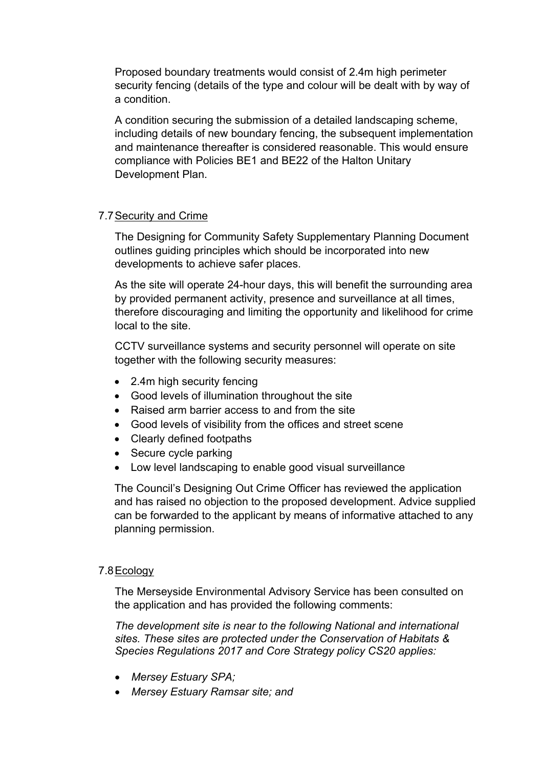Proposed boundary treatments would consist of 2.4m high perimeter security fencing (details of the type and colour will be dealt with by way of a condition.

A condition securing the submission of a detailed landscaping scheme, including details of new boundary fencing, the subsequent implementation and maintenance thereafter is considered reasonable. This would ensure compliance with Policies BE1 and BE22 of the Halton Unitary Development Plan.

## 7.7 Security and Crime

The Designing for Community Safety Supplementary Planning Document outlines guiding principles which should be incorporated into new developments to achieve safer places.

As the site will operate 24-hour days, this will benefit the surrounding area by provided permanent activity, presence and surveillance at all times, therefore discouraging and limiting the opportunity and likelihood for crime local to the site.

CCTV surveillance systems and security personnel will operate on site together with the following security measures:

- 2.4m high security fencing
- Good levels of illumination throughout the site
- Raised arm barrier access to and from the site
- Good levels of visibility from the offices and street scene
- Clearly defined footpaths
- Secure cycle parking
- Low level landscaping to enable good visual surveillance

The Council's Designing Out Crime Officer has reviewed the application and has raised no objection to the proposed development. Advice supplied can be forwarded to the applicant by means of informative attached to any planning permission.

## 7.8 Ecology

The Merseyside Environmental Advisory Service has been consulted on the application and has provided the following comments:

*The development site is near to the following National and international sites. These sites are protected under the Conservation of Habitats & Species Regulations 2017 and Core Strategy policy CS20 applies:*

- *Mersey Estuary SPA;*
- *Mersey Estuary Ramsar site; and*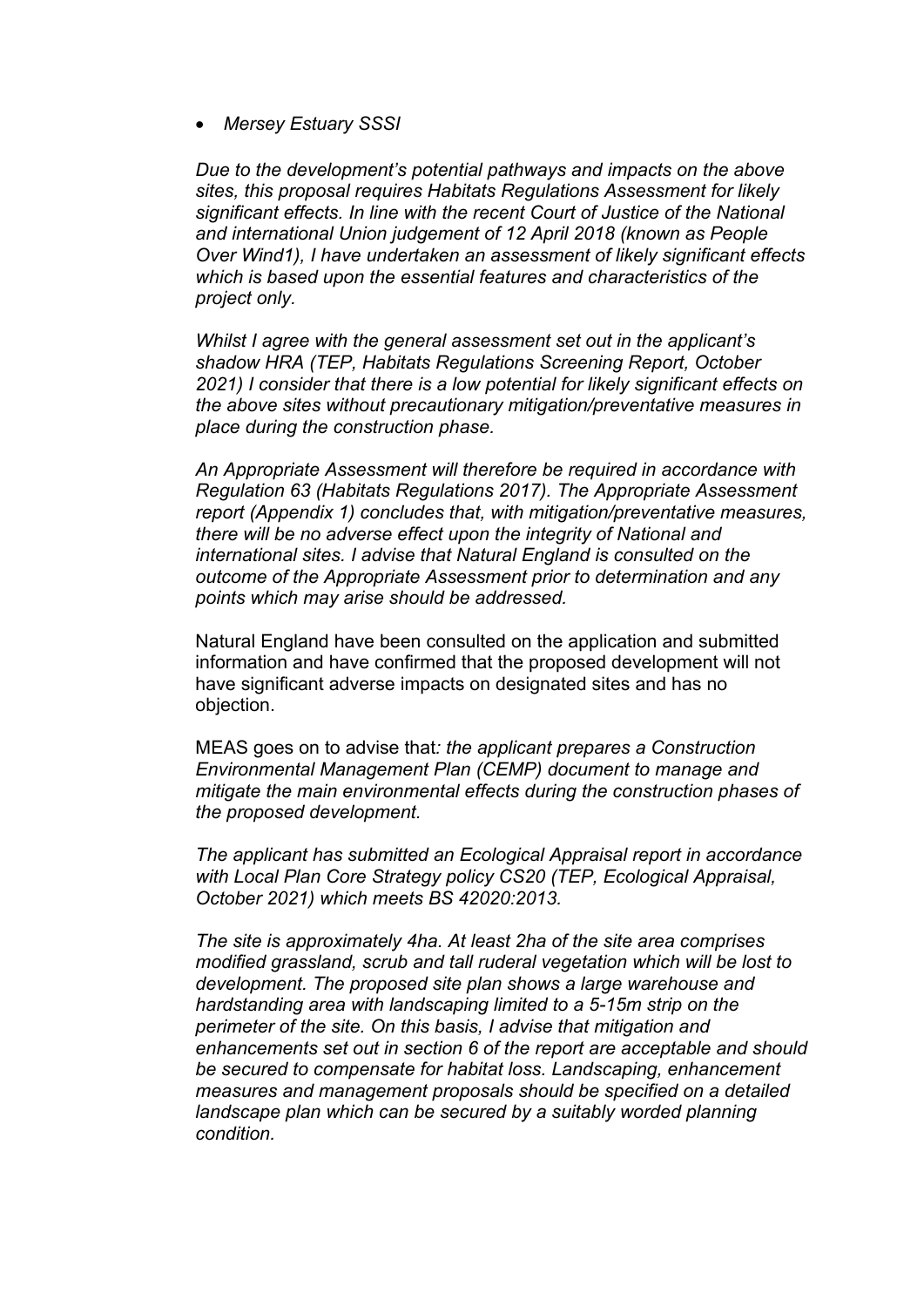- *Mersey Estuary SSSI*

*Due to the development's potential pathways and impacts on the above sites, this proposal requires Habitats Regulations Assessment for likely significant effects. In line with the recent Court of Justice of the National and international Union judgement of 12 April 2018 (known as People Over Wind1), I have undertaken an assessment of likely significant effects which is based upon the essential features and characteristics of the project only.*

*Whilst I agree with the general assessment set out in the applicant's shadow HRA (TEP, Habitats Regulations Screening Report, October 2021) I consider that there is a low potential for likely significant effects on the above sites without precautionary mitigation/preventative measures in place during the construction phase.*

*An Appropriate Assessment will therefore be required in accordance with Regulation 63 (Habitats Regulations 2017). The Appropriate Assessment report (Appendix 1) concludes that, with mitigation/preventative measures, there will be no adverse effect upon the integrity of National and international sites. I advise that Natural England is consulted on the outcome of the Appropriate Assessment prior to determination and any points which may arise should be addressed.*

Natural England have been consulted on the application and submitted information and have confirmed that the proposed development will not have significant adverse impacts on designated sites and has no objection.

MEAS goes on to advise that*: the applicant prepares a Construction Environmental Management Plan (CEMP) document to manage and mitigate the main environmental effects during the construction phases of the proposed development.*

*The applicant has submitted an Ecological Appraisal report in accordance with Local Plan Core Strategy policy CS20 (TEP, Ecological Appraisal, October 2021) which meets BS 42020:2013.*

*The site is approximately 4ha. At least 2ha of the site area comprises modified grassland, scrub and tall ruderal vegetation which will be lost to development. The proposed site plan shows a large warehouse and hardstanding area with landscaping limited to a 5-15m strip on the perimeter of the site. On this basis, I advise that mitigation and enhancements set out in section 6 of the report are acceptable and should be secured to compensate for habitat loss. Landscaping, enhancement measures and management proposals should be specified on a detailed landscape plan which can be secured by a suitably worded planning condition.*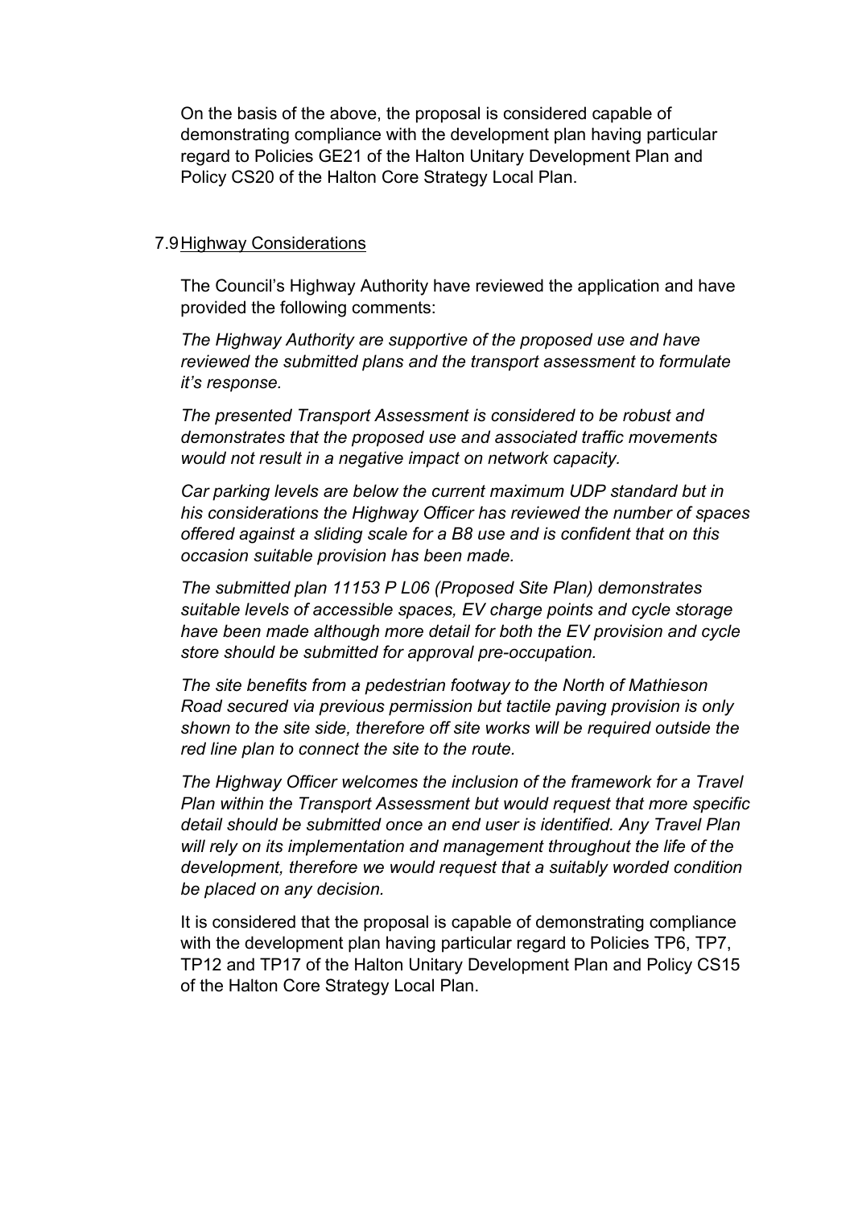On the basis of the above, the proposal is considered capable of demonstrating compliance with the development plan having particular regard to Policies GE21 of the Halton Unitary Development Plan and Policy CS20 of the Halton Core Strategy Local Plan.

### 7.9 Highway Considerations

The Council's Highway Authority have reviewed the application and have provided the following comments:

*The Highway Authority are supportive of the proposed use and have reviewed the submitted plans and the transport assessment to formulate it's response.*

*The presented Transport Assessment is considered to be robust and demonstrates that the proposed use and associated traffic movements would not result in a negative impact on network capacity.*

*Car parking levels are below the current maximum UDP standard but in his considerations the Highway Officer has reviewed the number of spaces offered against a sliding scale for a B8 use and is confident that on this occasion suitable provision has been made.*

*The submitted plan 11153 P L06 (Proposed Site Plan) demonstrates suitable levels of accessible spaces, EV charge points and cycle storage have been made although more detail for both the EV provision and cycle store should be submitted for approval pre-occupation.*

*The site benefits from a pedestrian footway to the North of Mathieson Road secured via previous permission but tactile paving provision is only shown to the site side, therefore off site works will be required outside the red line plan to connect the site to the route.*

*The Highway Officer welcomes the inclusion of the framework for a Travel Plan within the Transport Assessment but would request that more specific detail should be submitted once an end user is identified. Any Travel Plan will rely on its implementation and management throughout the life of the development, therefore we would request that a suitably worded condition be placed on any decision.*

It is considered that the proposal is capable of demonstrating compliance with the development plan having particular regard to Policies TP6, TP7, TP12 and TP17 of the Halton Unitary Development Plan and Policy CS15 of the Halton Core Strategy Local Plan.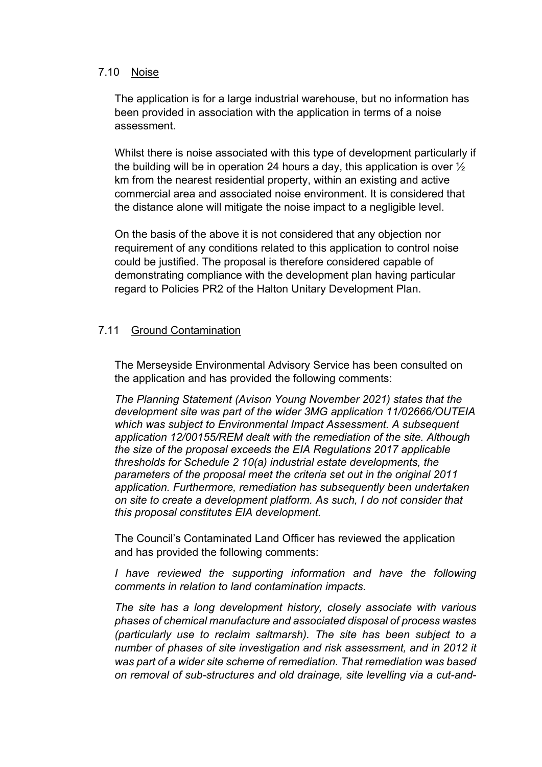## 7.10 Noise

The application is for a large industrial warehouse, but no information has been provided in association with the application in terms of a noise assessment.

Whilst there is noise associated with this type of development particularly if the building will be in operation 24 hours a day, this application is over ½ km from the nearest residential property, within an existing and active commercial area and associated noise environment. It is considered that the distance alone will mitigate the noise impact to a negligible level.

On the basis of the above it is not considered that any objection nor requirement of any conditions related to this application to control noise could be justified. The proposal is therefore considered capable of demonstrating compliance with the development plan having particular regard to Policies PR2 of the Halton Unitary Development Plan.

## 7.11 Ground Contamination

The Merseyside Environmental Advisory Service has been consulted on the application and has provided the following comments:

*The Planning Statement (Avison Young November 2021) states that the development site was part of the wider 3MG application 11/02666/OUTEIA which was subject to Environmental Impact Assessment. A subsequent application 12/00155/REM dealt with the remediation of the site. Although the size of the proposal exceeds the EIA Regulations 2017 applicable thresholds for Schedule 2 10(a) industrial estate developments, the parameters of the proposal meet the criteria set out in the original 2011 application. Furthermore, remediation has subsequently been undertaken on site to create a development platform. As such, I do not consider that this proposal constitutes EIA development.*

The Council's Contaminated Land Officer has reviewed the application and has provided the following comments:

*I have reviewed the supporting information and have the following comments in relation to land contamination impacts.*

*The site has a long development history, closely associate with various phases of chemical manufacture and associated disposal of process wastes (particularly use to reclaim saltmarsh). The site has been subject to a number of phases of site investigation and risk assessment, and in 2012 it was part of a wider site scheme of remediation. That remediation was based on removal of sub-structures and old drainage, site levelling via a cut-and-*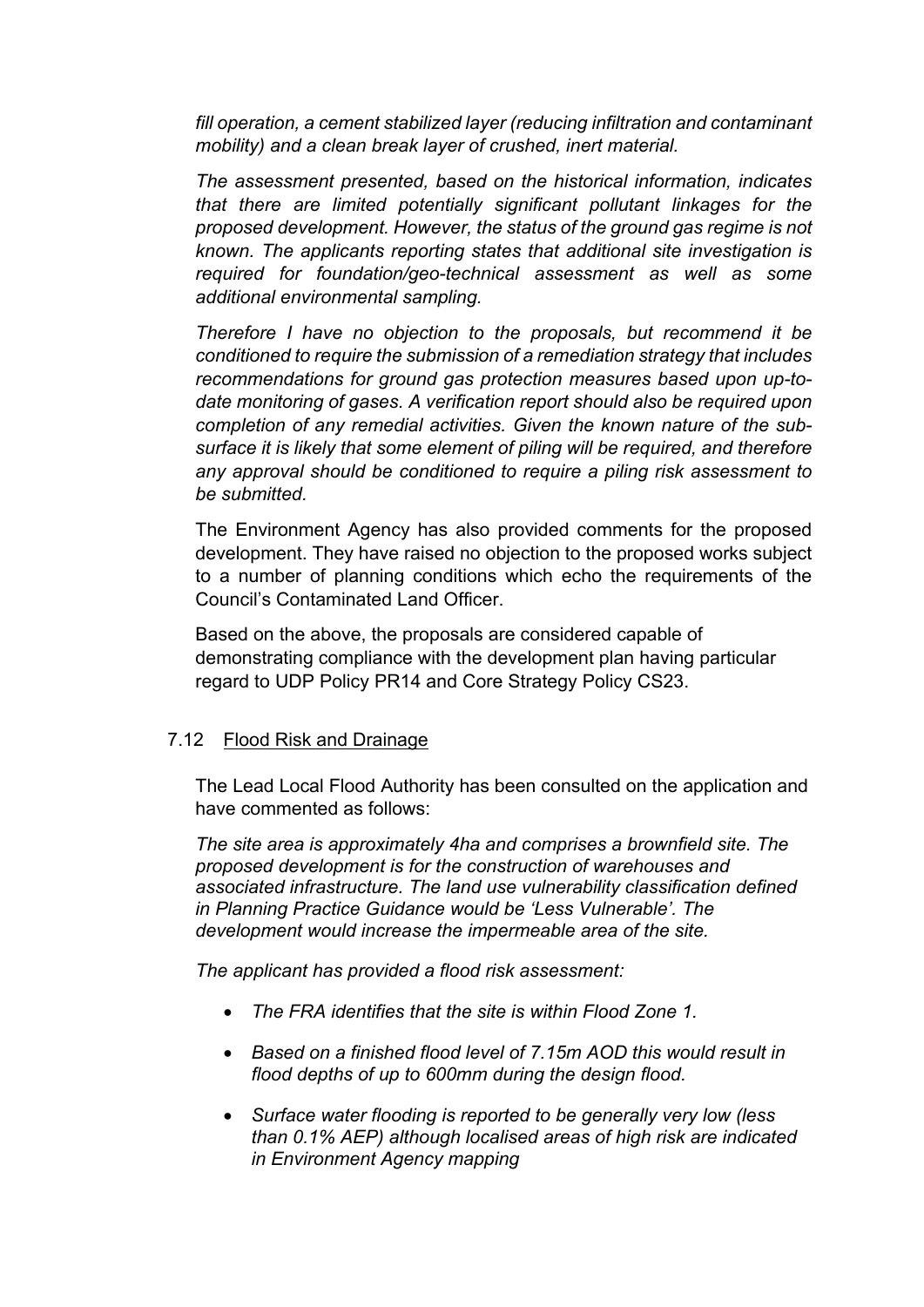*fill operation, a cement stabilized layer (reducing infiltration and contaminant mobility) and a clean break layer of crushed, inert material.*

*The assessment presented, based on the historical information, indicates that there are limited potentially significant pollutant linkages for the proposed development. However, the status of the ground gas regime is not known. The applicants reporting states that additional site investigation is required for foundation/geo-technical assessment as well as some additional environmental sampling.*

*Therefore I have no objection to the proposals, but recommend it be conditioned to require the submission of a remediation strategy that includes recommendations for ground gas protection measures based upon up-to-date monitoring of gases. A verification report should also be required upon completion of any remedial activities. Given the known nature of the sub-surface it is likely that some element of piling will be required, and therefore any approval should be conditioned to require a piling risk assessment to be submitted.*

The Environment Agency has also provided comments for the proposed development. They have raised no objection to the proposed works subject to a number of planning conditions which echo the requirements of the Council's Contaminated Land Officer.

Based on the above, the proposals are considered capable of demonstrating compliance with the development plan having particular regard to UDP Policy PR14 and Core Strategy Policy CS23.

## 7.12 Flood Risk and Drainage

The Lead Local Flood Authority has been consulted on the application and have commented as follows:

*The site area is approximately 4ha and comprises a brownfield site. The proposed development is for the construction of warehouses and associated infrastructure. The land use vulnerability classification defined in Planning Practice Guidance would be 'Less Vulnerable'. The development would increase the impermeable area of the site.*

*The applicant has provided a flood risk assessment:*

- *The FRA identifies that the site is within Flood Zone 1.*
- *Based on a finished flood level of 7.15m AOD this would result in flood depths of up to 600mm during the design flood.*
- *Surface water flooding is reported to be generally very low (less than 0.1% AEP) although localised areas of high risk are indicated in Environment Agency mapping*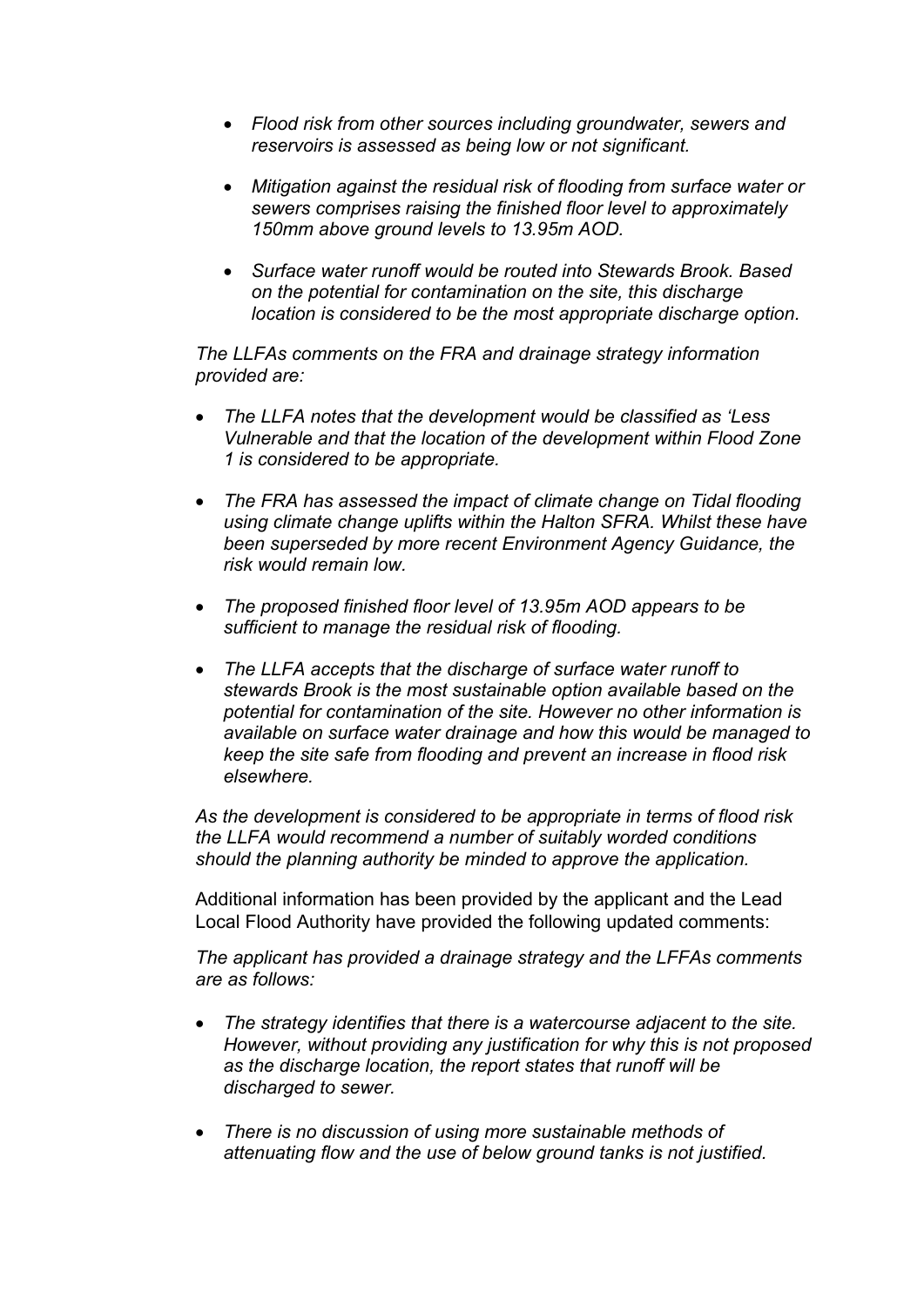- *Flood risk from other sources including groundwater, sewers and reservoirs is assessed as being low or not significant.*

- *Mitigation against the residual risk of flooding from surface water or sewers comprises raising the finished floor level to approximately 150mm above ground levels to 13.95m AOD.*

- *Surface water runoff would be routed into Stewards Brook. Based on the potential for contamination on the site, this discharge location is considered to be the most appropriate discharge option.*

*The LLFAs comments on the FRA and drainage strategy information provided are:*

- *The LLFA notes that the development would be classified as 'Less Vulnerable and that the location of the development within Flood Zone 1 is considered to be appropriate.*

- *The FRA has assessed the impact of climate change on Tidal flooding using climate change uplifts within the Halton SFRA. Whilst these have been superseded by more recent Environment Agency Guidance, the risk would remain low.*

- *The proposed finished floor level of 13.95m AOD appears to be sufficient to manage the residual risk of flooding.*

- *The LLFA accepts that the discharge of surface water runoff to stewards Brook is the most sustainable option available based on the potential for contamination of the site. However no other information is available on surface water drainage and how this would be managed to keep the site safe from flooding and prevent an increase in flood risk elsewhere.*

*As the development is considered to be appropriate in terms of flood risk the LLFA would recommend a number of suitably worded conditions should the planning authority be minded to approve the application.*

Additional information has been provided by the applicant and the Lead Local Flood Authority have provided the following updated comments:

*The applicant has provided a drainage strategy and the LFFAs comments are as follows:*

- *The strategy identifies that there is a watercourse adjacent to the site. However, without providing any justification for why this is not proposed as the discharge location, the report states that runoff will be discharged to sewer.*

- *There is no discussion of using more sustainable methods of attenuating flow and the use of below ground tanks is not justified.*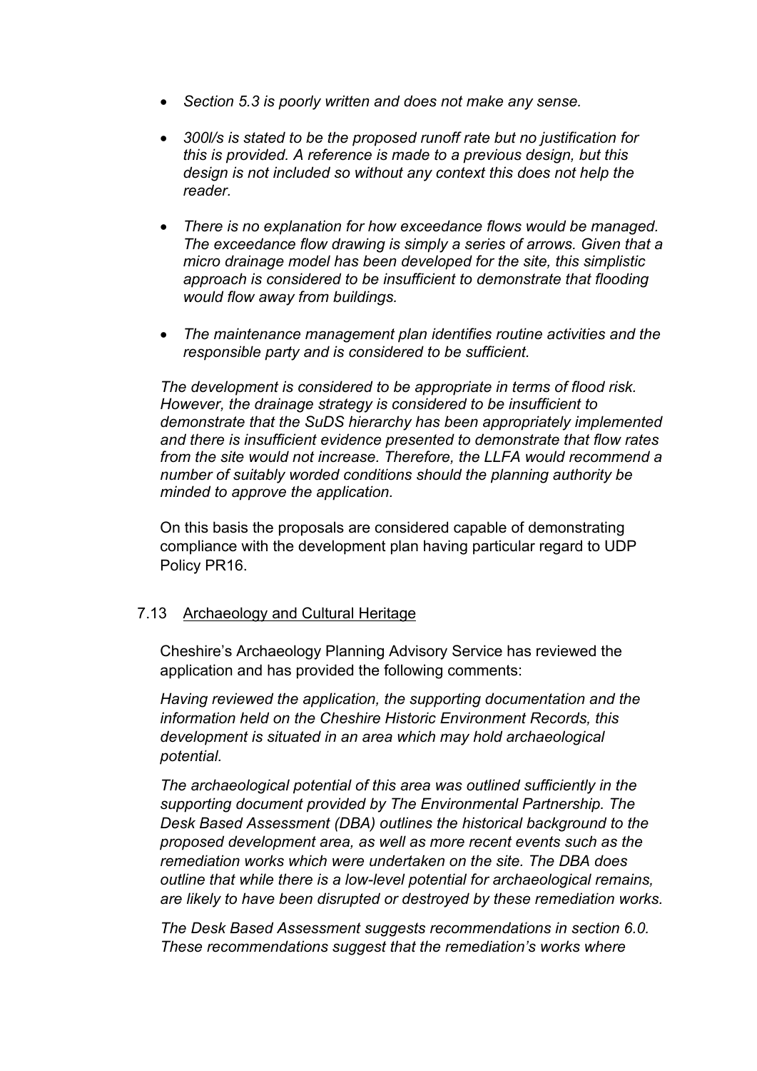- *Section 5.3 is poorly written and does not make any sense.*

- *300l/s is stated to be the proposed runoff rate but no justification for this is provided. A reference is made to a previous design, but this design is not included so without any context this does not help the reader.*

- *There is no explanation for how exceedance flows would be managed. The exceedance flow drawing is simply a series of arrows. Given that a micro drainage model has been developed for the site, this simplistic approach is considered to be insufficient to demonstrate that flooding would flow away from buildings.*

- *The maintenance management plan identifies routine activities and the responsible party and is considered to be sufficient.*

*The development is considered to be appropriate in terms of flood risk. However, the drainage strategy is considered to be insufficient to demonstrate that the SuDS hierarchy has been appropriately implemented and there is insufficient evidence presented to demonstrate that flow rates from the site would not increase. Therefore, the LLFA would recommend a number of suitably worded conditions should the planning authority be minded to approve the application.*

On this basis the proposals are considered capable of demonstrating compliance with the development plan having particular regard to UDP Policy PR16.

7.13 <u>Archaeology and Cultural Heritage</u>

Cheshire's Archaeology Planning Advisory Service has reviewed the application and has provided the following comments:

*Having reviewed the application, the supporting documentation and the information held on the Cheshire Historic Environment Records, this development is situated in an area which may hold archaeological potential.*

*The archaeological potential of this area was outlined sufficiently in the supporting document provided by The Environmental Partnership. The Desk Based Assessment (DBA) outlines the historical background to the proposed development area, as well as more recent events such as the remediation works which were undertaken on the site. The DBA does outline that while there is a low-level potential for archaeological remains, are likely to have been disrupted or destroyed by these remediation works.*

*The Desk Based Assessment suggests recommendations in section 6.0. These recommendations suggest that the remediation's works where*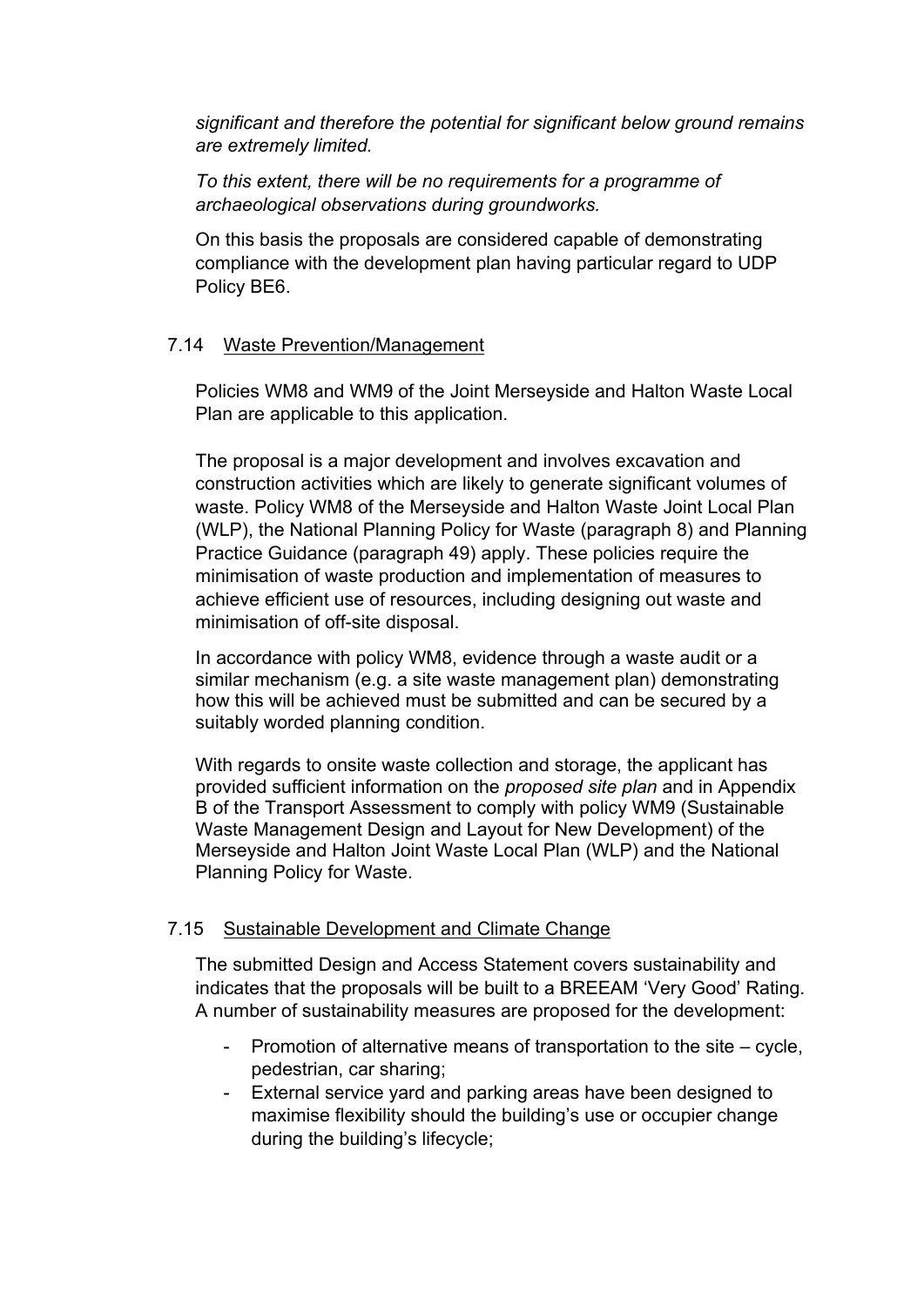*significant and therefore the potential for significant below ground remains are extremely limited.*

*To this extent, there will be no requirements for a programme of archaeological observations during groundworks.*

On this basis the proposals are considered capable of demonstrating compliance with the development plan having particular regard to UDP Policy BE6.

## 7.14 Waste Prevention/Management

Policies WM8 and WM9 of the Joint Merseyside and Halton Waste Local Plan are applicable to this application.

The proposal is a major development and involves excavation and construction activities which are likely to generate significant volumes of waste. Policy WM8 of the Merseyside and Halton Waste Joint Local Plan (WLP), the National Planning Policy for Waste (paragraph 8) and Planning Practice Guidance (paragraph 49) apply. These policies require the minimisation of waste production and implementation of measures to achieve efficient use of resources, including designing out waste and minimisation of off-site disposal.

In accordance with policy WM8, evidence through a waste audit or a similar mechanism (e.g. a site waste management plan) demonstrating how this will be achieved must be submitted and can be secured by a suitably worded planning condition.

With regards to onsite waste collection and storage, the applicant has provided sufficient information on the *proposed site plan* and in Appendix B of the Transport Assessment to comply with policy WM9 (Sustainable Waste Management Design and Layout for New Development) of the Merseyside and Halton Joint Waste Local Plan (WLP) and the National Planning Policy for Waste.

## 7.15 Sustainable Development and Climate Change

The submitted Design and Access Statement covers sustainability and indicates that the proposals will be built to a BREEAM 'Very Good' Rating. A number of sustainability measures are proposed for the development:

- Promotion of alternative means of transportation to the site – cycle, pedestrian, car sharing;
- External service yard and parking areas have been designed to maximise flexibility should the building's use or occupier change during the building's lifecycle;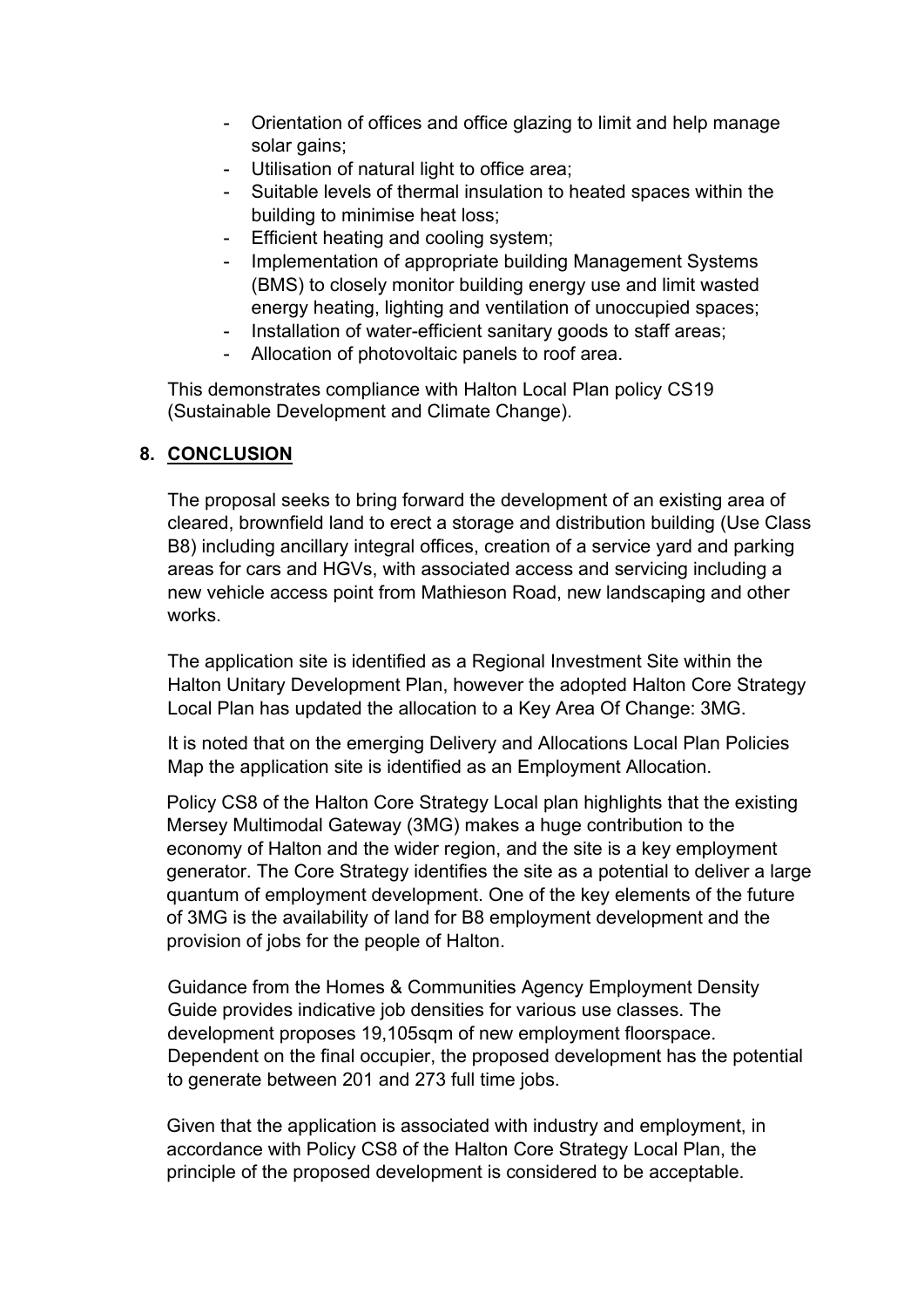- Orientation of offices and office glazing to limit and help manage solar gains;
- Utilisation of natural light to office area;
- Suitable levels of thermal insulation to heated spaces within the building to minimise heat loss;
- Efficient heating and cooling system;
- Implementation of appropriate building Management Systems (BMS) to closely monitor building energy use and limit wasted energy heating, lighting and ventilation of unoccupied spaces;
- Installation of water-efficient sanitary goods to staff areas;
- Allocation of photovoltaic panels to roof area.

This demonstrates compliance with Halton Local Plan policy CS19 (Sustainable Development and Climate Change).

## 8. CONCLUSION

The proposal seeks to bring forward the development of an existing area of cleared, brownfield land to erect a storage and distribution building (Use Class B8) including ancillary integral offices, creation of a service yard and parking areas for cars and HGVs, with associated access and servicing including a new vehicle access point from Mathieson Road, new landscaping and other works.

The application site is identified as a Regional Investment Site within the Halton Unitary Development Plan, however the adopted Halton Core Strategy Local Plan has updated the allocation to a Key Area Of Change: 3MG.

It is noted that on the emerging Delivery and Allocations Local Plan Policies Map the application site is identified as an Employment Allocation.

Policy CS8 of the Halton Core Strategy Local plan highlights that the existing Mersey Multimodal Gateway (3MG) makes a huge contribution to the economy of Halton and the wider region, and the site is a key employment generator. The Core Strategy identifies the site as a potential to deliver a large quantum of employment development. One of the key elements of the future of 3MG is the availability of land for B8 employment development and the provision of jobs for the people of Halton.

Guidance from the Homes & Communities Agency Employment Density Guide provides indicative job densities for various use classes. The development proposes 19,105sqm of new employment floorspace. Dependent on the final occupier, the proposed development has the potential to generate between 201 and 273 full time jobs.

Given that the application is associated with industry and employment, in accordance with Policy CS8 of the Halton Core Strategy Local Plan, the principle of the proposed development is considered to be acceptable.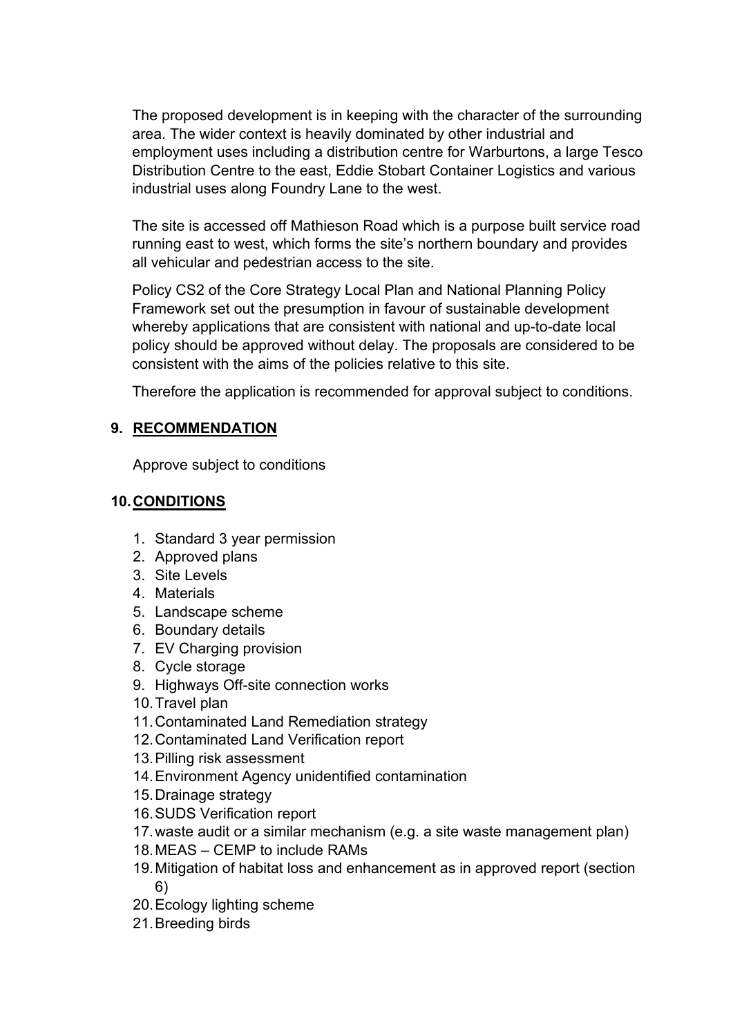The proposed development is in keeping with the character of the surrounding area. The wider context is heavily dominated by other industrial and employment uses including a distribution centre for Warburtons, a large Tesco Distribution Centre to the east, Eddie Stobart Container Logistics and various industrial uses along Foundry Lane to the west.

The site is accessed off Mathieson Road which is a purpose built service road running east to west, which forms the site's northern boundary and provides all vehicular and pedestrian access to the site.

Policy CS2 of the Core Strategy Local Plan and National Planning Policy Framework set out the presumption in favour of sustainable development whereby applications that are consistent with national and up-to-date local policy should be approved without delay. The proposals are considered to be consistent with the aims of the policies relative to this site.

Therefore the application is recommended for approval subject to conditions.

## 9. RECOMMENDATION

Approve subject to conditions

## 10. CONDITIONS

1. Standard 3 year permission
2. Approved plans
3. Site Levels
4. Materials
5. Landscape scheme
6. Boundary details
7. EV Charging provision
8. Cycle storage
9. Highways Off-site connection works
10. Travel plan
11. Contaminated Land Remediation strategy
12. Contaminated Land Verification report
13. Pilling risk assessment
14. Environment Agency unidentified contamination
15. Drainage strategy
16. SUDS Verification report
17. waste audit or a similar mechanism (e.g. a site waste management plan)
18. MEAS – CEMP to include RAMs
19. Mitigation of habitat loss and enhancement as in approved report (section 6)
20. Ecology lighting scheme
21. Breeding birds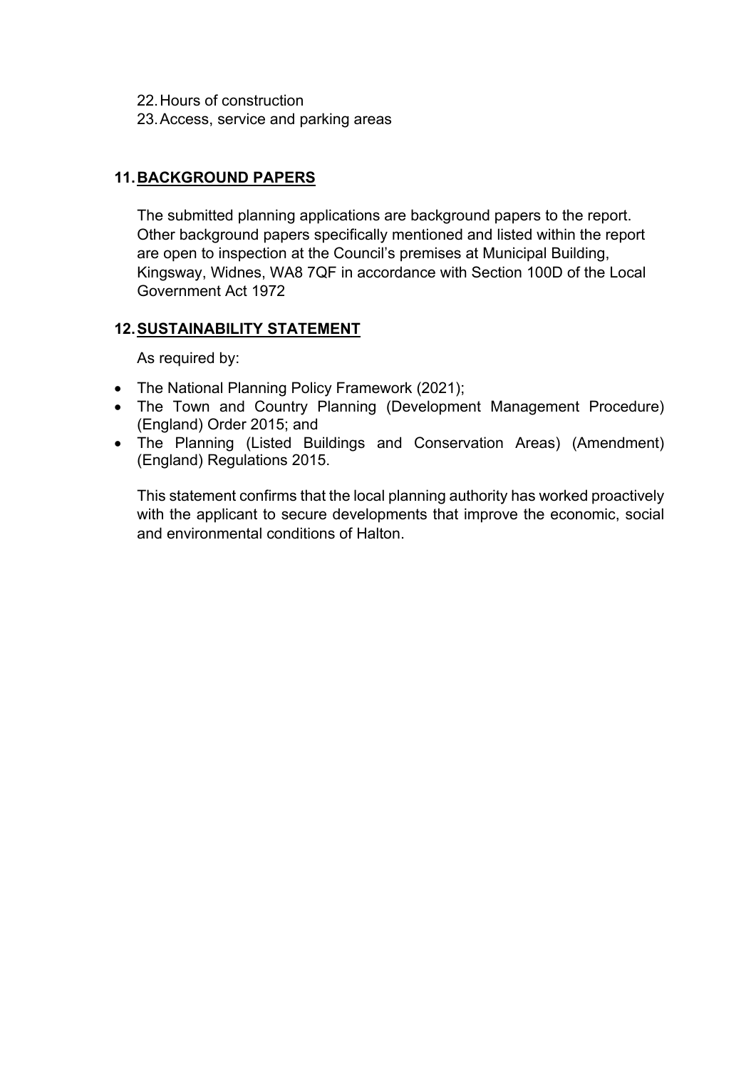22. Hours of construction
23. Access, service and parking areas

## 11. BACKGROUND PAPERS

The submitted planning applications are background papers to the report. Other background papers specifically mentioned and listed within the report are open to inspection at the Council's premises at Municipal Building, Kingsway, Widnes, WA8 7QF in accordance with Section 100D of the Local Government Act 1972

## 12. SUSTAINABILITY STATEMENT

As required by:

- The National Planning Policy Framework (2021);
- The Town and Country Planning (Development Management Procedure) (England) Order 2015; and
- The Planning (Listed Buildings and Conservation Areas) (Amendment) (England) Regulations 2015.

This statement confirms that the local planning authority has worked proactively with the applicant to secure developments that improve the economic, social and environmental conditions of Halton.